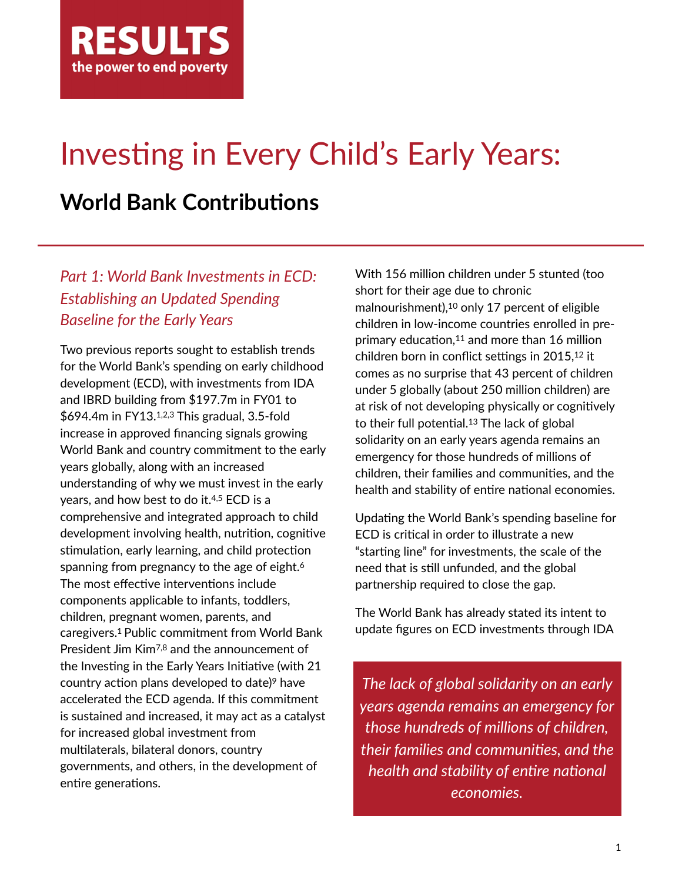RESULTS
the power to end poverty

# Investing in Every Child's Early Years:

## World Bank Contributions

### *Part 1: World Bank Investments in ECD: Establishing an Updated Spending Baseline for the Early Years*

Two previous reports sought to establish trends for the World Bank's spending on early childhood development (ECD), with investments from IDA and IBRD building from $197.7m in FY01 to $694.4m in FY13.[1,2,3] This gradual, 3.5-fold increase in approved financing signals growing World Bank and country commitment to the early years globally, along with an increased understanding of why we must invest in the early years, and how best to do it.[4,5] ECD is a comprehensive and integrated approach to child development involving health, nutrition, cognitive stimulation, early learning, and child protection spanning from pregnancy to the age of eight.[6] The most effective interventions include components applicable to infants, toddlers, children, pregnant women, parents, and caregivers.[1] Public commitment from World Bank President Jim Kim[7,8] and the announcement of the Investing in the Early Years Initiative (with 21 country action plans developed to date)[9] have accelerated the ECD agenda. If this commitment is sustained and increased, it may act as a catalyst for increased global investment from multilaterals, bilateral donors, country governments, and others, in the development of entire generations.

With 156 million children under 5 stunted (too short for their age due to chronic malnourishment),[10] only 17 percent of eligible children in low-income countries enrolled in pre-primary education,[11] and more than 16 million children born in conflict settings in 2015,[12] it comes as no surprise that 43 percent of children under 5 globally (about 250 million children) are at risk of not developing physically or cognitively to their full potential.[13] The lack of global solidarity on an early years agenda remains an emergency for those hundreds of millions of children, their families and communities, and the health and stability of entire national economies.

Updating the World Bank's spending baseline for ECD is critical in order to illustrate a new "starting line" for investments, the scale of the need that is still unfunded, and the global partnership required to close the gap.

The World Bank has already stated its intent to update figures on ECD investments through IDA

> *The lack of global solidarity on an early years agenda remains an emergency for those hundreds of millions of children, their families and communities, and the health and stability of entire national economies.*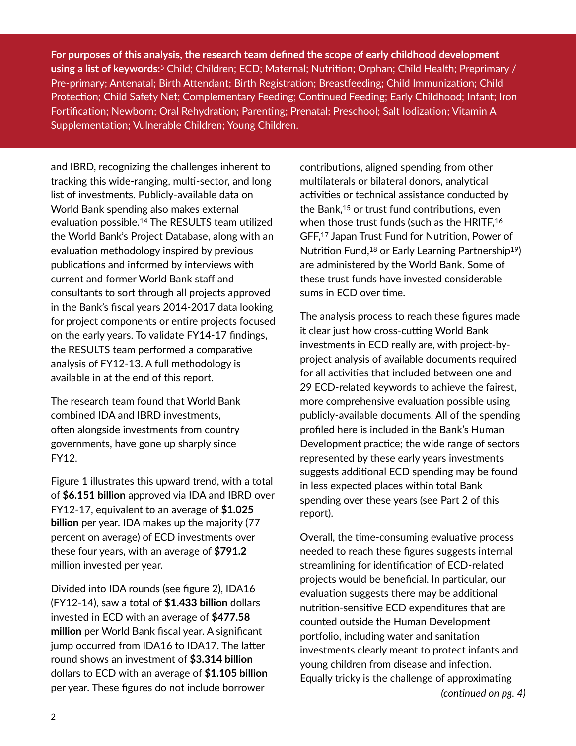**For purposes of this analysis, the research team defined the scope of early childhood development using a list of keywords:**[5] Child; Children; ECD; Maternal; Nutrition; Orphan; Child Health; Preprimary / Pre-primary; Antenatal; Birth Attendant; Birth Registration; Breastfeeding; Child Immunization; Child Protection; Child Safety Net; Complementary Feeding; Continued Feeding; Early Childhood; Infant; Iron Fortification; Newborn; Oral Rehydration; Parenting; Prenatal; Preschool; Salt Iodization; Vitamin A Supplementation; Vulnerable Children; Young Children.

and IBRD, recognizing the challenges inherent to tracking this wide-ranging, multi-sector, and long list of investments. Publicly-available data on World Bank spending also makes external evaluation possible.[14] The RESULTS team utilized the World Bank's Project Database, along with an evaluation methodology inspired by previous publications and informed by interviews with current and former World Bank staff and consultants to sort through all projects approved in the Bank's fiscal years 2014-2017 data looking for project components or entire projects focused on the early years. To validate FY14-17 findings, the RESULTS team performed a comparative analysis of FY12-13. A full methodology is available in at the end of this report.

The research team found that World Bank combined IDA and IBRD investments, often alongside investments from country governments, have gone up sharply since FY12.

Figure 1 illustrates this upward trend, with a total of **$6.151 billion** approved via IDA and IBRD over FY12-17, equivalent to an average of **$1.025 billion** per year. IDA makes up the majority (77 percent on average) of ECD investments over these four years, with an average of **$791.2** million invested per year.

Divided into IDA rounds (see figure 2), IDA16 (FY12-14), saw a total of **$1.433 billion** dollars invested in ECD with an average of **$477.58 million** per World Bank fiscal year. A significant jump occurred from IDA16 to IDA17. The latter round shows an investment of **$3.314 billion** dollars to ECD with an average of **$1.105 billion** per year. These figures do not include borrower contributions, aligned spending from other multilaterals or bilateral donors, analytical activities or technical assistance conducted by the Bank,[15] or trust fund contributions, even when those trust funds (such as the HRITF,[16] GFF,[17] Japan Trust Fund for Nutrition, Power of Nutrition Fund,[18] or Early Learning Partnership[19]) are administered by the World Bank. Some of these trust funds have invested considerable sums in ECD over time.

The analysis process to reach these figures made it clear just how cross-cutting World Bank investments in ECD really are, with project-by-project analysis of available documents required for all activities that included between one and 29 ECD-related keywords to achieve the fairest, more comprehensive evaluation possible using publicly-available documents. All of the spending profiled here is included in the Bank's Human Development practice; the wide range of sectors represented by these early years investments suggests additional ECD spending may be found in less expected places within total Bank spending over these years (see Part 2 of this report).

Overall, the time-consuming evaluative process needed to reach these figures suggests internal streamlining for identification of ECD-related projects would be beneficial. In particular, our evaluation suggests there may be additional nutrition-sensitive ECD expenditures that are counted outside the Human Development portfolio, including water and sanitation investments clearly meant to protect infants and young children from disease and infection. Equally tricky is the challenge of approximating

*(continued on pg. 4)*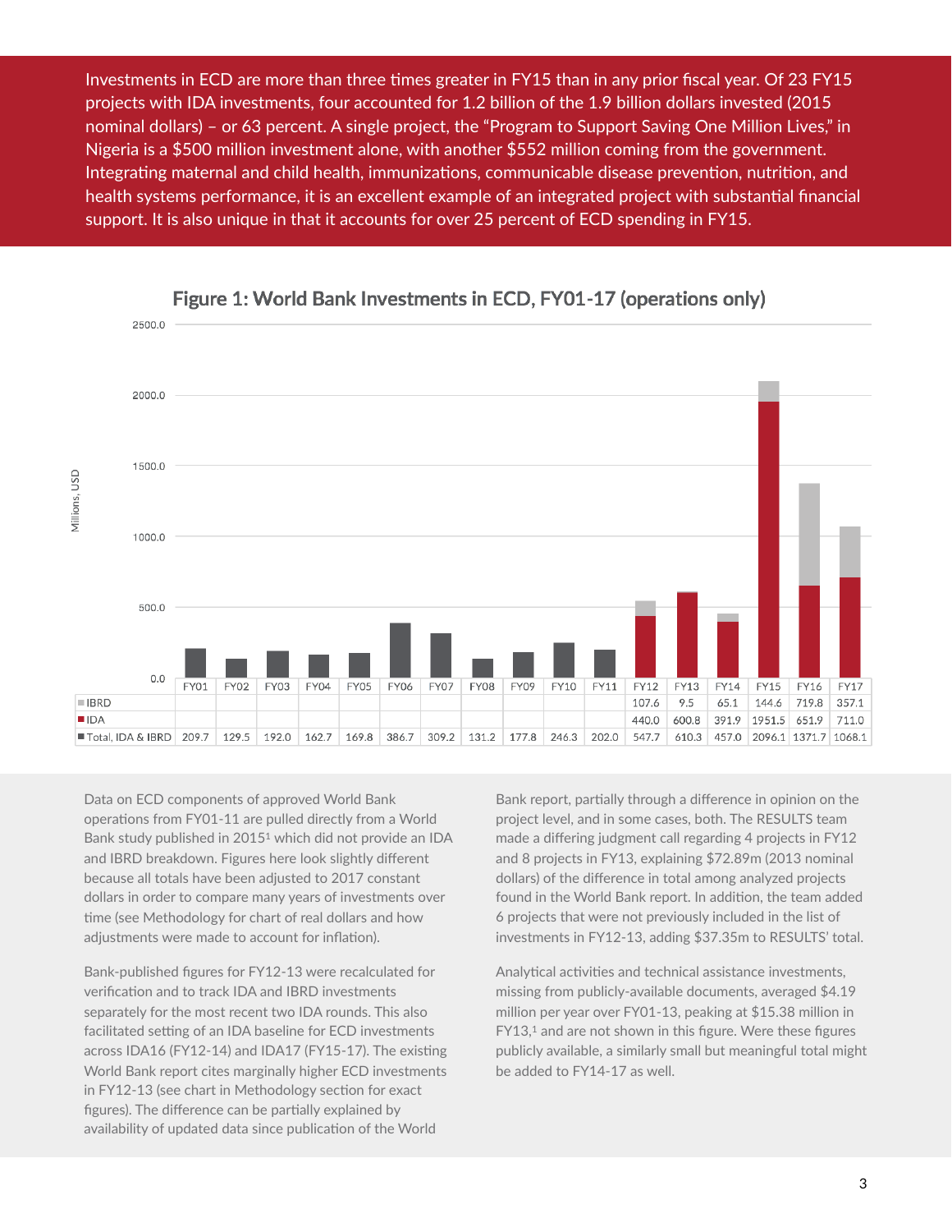Investments in ECD are more than three times greater in FY15 than in any prior fiscal year. Of 23 FY15 projects with IDA investments, four accounted for 1.2 billion of the 1.9 billion dollars invested (2015 nominal dollars) – or 63 percent. A single project, the "Program to Support Saving One Million Lives," in Nigeria is a $500 million investment alone, with another $552 million coming from the government. Integrating maternal and child health, immunizations, communicable disease prevention, nutrition, and health systems performance, it is an excellent example of an integrated project with substantial financial support. It is also unique in that it accounts for over 25 percent of ECD spending in FY15.

**Figure 1: World Bank Investments in ECD, FY01-17 (operations only)**

Millions, USD

| | FY01 | FY02 | FY03 | FY04 | FY05 | FY06 | FY07 | FY08 | FY09 | FY10 | FY11 | FY12 | FY13 | FY14 | FY15 | FY16 | FY17 |
|---|---|---|---|---|---|---|---|---|---|---|---|---|---|---|---|---|---|
| IBRD | | | | | | | | | | | | 107.6 | 9.5 | 65.1 | 144.6 | 719.8 | 357.1 |
| IDA | | | | | | | | | | | | 440.0 | 600.8 | 391.9 | 1951.5 | 651.9 | 711.0 |
| Total, IDA & IBRD | 209.7 | 129.5 | 192.0 | 162.7 | 169.8 | 386.7 | 309.2 | 131.2 | 177.8 | 246.3 | 202.0 | 547.7 | 610.3 | 457.0 | 2096.1 | 1371.7 | 1068.1 |

Data on ECD components of approved World Bank operations from FY01-11 are pulled directly from a World Bank study published in 2015[1] which did not provide an IDA and IBRD breakdown. Figures here look slightly different because all totals have been adjusted to 2017 constant dollars in order to compare many years of investments over time (see Methodology for chart of real dollars and how adjustments were made to account for inflation).

Bank-published figures for FY12-13 were recalculated for verification and to track IDA and IBRD investments separately for the most recent two IDA rounds. This also facilitated setting of an IDA baseline for ECD investments across IDA16 (FY12-14) and IDA17 (FY15-17). The existing World Bank report cites marginally higher ECD investments in FY12-13 (see chart in Methodology section for exact figures). The difference can be partially explained by availability of updated data since publication of the World Bank report, partially through a difference in opinion on the project level, and in some cases, both. The RESULTS team made a differing judgment call regarding 4 projects in FY12 and 8 projects in FY13, explaining $72.89m (2013 nominal dollars) of the difference in total among analyzed projects found in the World Bank report. In addition, the team added 6 projects that were not previously included in the list of investments in FY12-13, adding $37.35m to RESULTS' total.

Analytical activities and technical assistance investments, missing from publicly-available documents, averaged $4.19 million per year over FY01-13, peaking at $15.38 million in FY13,[1] and are not shown in this figure. Were these figures publicly available, a similarly small but meaningful total might be added to FY14-17 as well.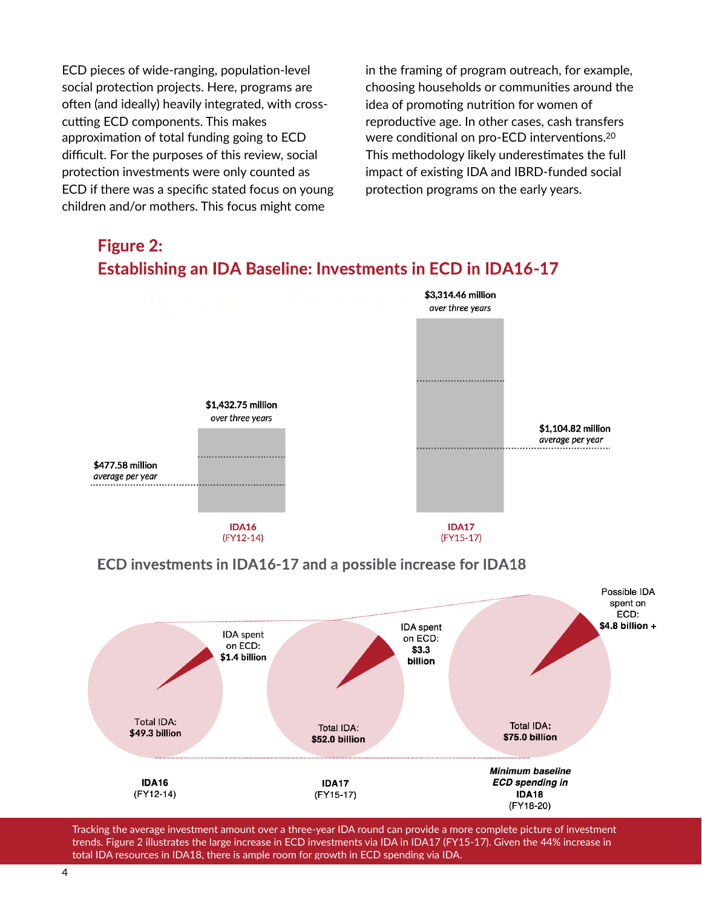ECD pieces of wide-ranging, population-level social protection projects. Here, programs are often (and ideally) heavily integrated, with cross-cutting ECD components. This makes approximation of total funding going to ECD difficult. For the purposes of this review, social protection investments were only counted as ECD if there was a specific stated focus on young children and/or mothers. This focus might come in the framing of program outreach, for example, choosing households or communities around the idea of promoting nutrition for women of reproductive age. In other cases, cash transfers were conditional on pro-ECD interventions.[20] This methodology likely underestimates the full impact of existing IDA and IBRD-funded social protection programs on the early years.

## Figure 2: Establishing an IDA Baseline: Investments in ECD in IDA16-17

$1,432.75 million
*over three years*

$477.58 million
*average per year*

IDA16
(FY12-14)

$3,314.46 million
*over three years*

$1,104.82 million
*average per year*

IDA17
(FY15-17)

### ECD investments in IDA16-17 and a possible increase for IDA18

IDA spent on ECD: **$1.4 billion**

Total IDA: **$49.3 billion**

**IDA16**
(FY12-14)

IDA spent on ECD: **$3.3 billion**

Total IDA: **$52.0 billion**

**IDA17**
(FY15-17)

Possible IDA spent on ECD: **$4.8 billion +**

Total IDA: **$75.0 billion**

***Minimum baseline ECD spending in*** **IDA18**
(FY18-20)

Tracking the average investment amount over a three-year IDA round can provide a more complete picture of investment trends. Figure 2 illustrates the large increase in ECD investments via IDA in IDA17 (FY15-17). Given the 44% increase in total IDA resources in IDA18, there is ample room for growth in ECD spending via IDA.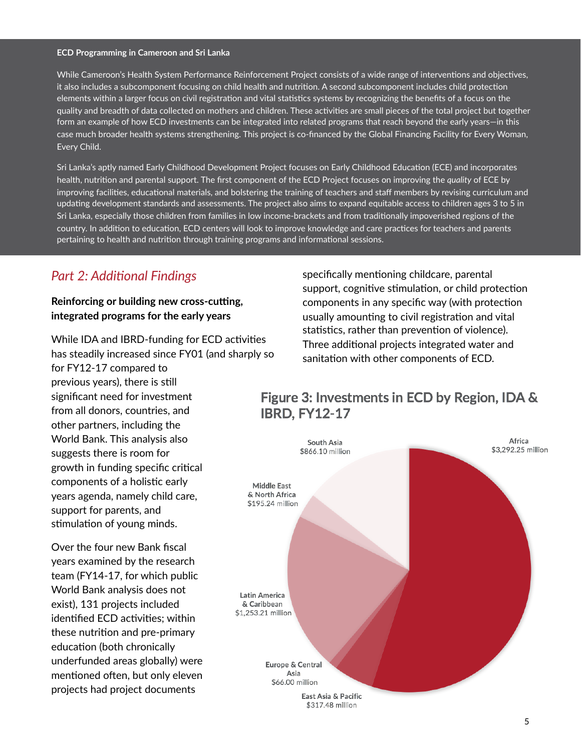**ECD Programming in Cameroon and Sri Lanka**

While Cameroon's Health System Performance Reinforcement Project consists of a wide range of interventions and objectives, it also includes a subcomponent focusing on child health and nutrition. A second subcomponent includes child protection elements within a larger focus on civil registration and vital statistics systems by recognizing the benefits of a focus on the quality and breadth of data collected on mothers and children. These activities are small pieces of the total project but together form an example of how ECD investments can be integrated into related programs that reach beyond the early years—in this case much broader health systems strengthening. This project is co-financed by the Global Financing Facility for Every Woman, Every Child.

Sri Lanka's aptly named Early Childhood Development Project focuses on Early Childhood Education (ECE) and incorporates health, nutrition and parental support. The first component of the ECD Project focuses on improving the *quality* of ECE by improving facilities, educational materials, and bolstering the training of teachers and staff members by revising curriculum and updating development standards and assessments. The project also aims to expand equitable access to children ages 3 to 5 in Sri Lanka, especially those children from families in low income-brackets and from traditionally impoverished regions of the country. In addition to education, ECD centers will look to improve knowledge and care practices for teachers and parents pertaining to health and nutrition through training programs and informational sessions.

## *Part 2: Additional Findings*

### Reinforcing or building new cross-cutting, integrated programs for the early years

While IDA and IBRD-funding for ECD activities has steadily increased since FY01 (and sharply so for FY12-17 compared to previous years), there is still significant need for investment from all donors, countries, and other partners, including the World Bank. This analysis also suggests there is room for growth in funding specific critical components of a holistic early years agenda, namely child care, support for parents, and stimulation of young minds.

Over the four new Bank fiscal years examined by the research team (FY14-17, for which public World Bank analysis does not exist), 131 projects included identified ECD activities; within these nutrition and pre-primary education (both chronically underfunded areas globally) were mentioned often, but only eleven projects had project documents specifically mentioning childcare, parental support, cognitive stimulation, or child protection components in any specific way (with protection usually amounting to civil registration and vital statistics, rather than prevention of violence). Three additional projects integrated water and sanitation with other components of ECD.

**Figure 3: Investments in ECD by Region, IDA & IBRD, FY12-17**

| Region | Investment |
|---|---|
| Africa | $3,292.25 million |
| East Asia & Pacific | $317.48 million |
| Europe & Central Asia | $66.00 million |
| Latin America & Caribbean | $1,253.21 million |
| Middle East & North Africa | $195.24 million |
| South Asia | $866.10 million |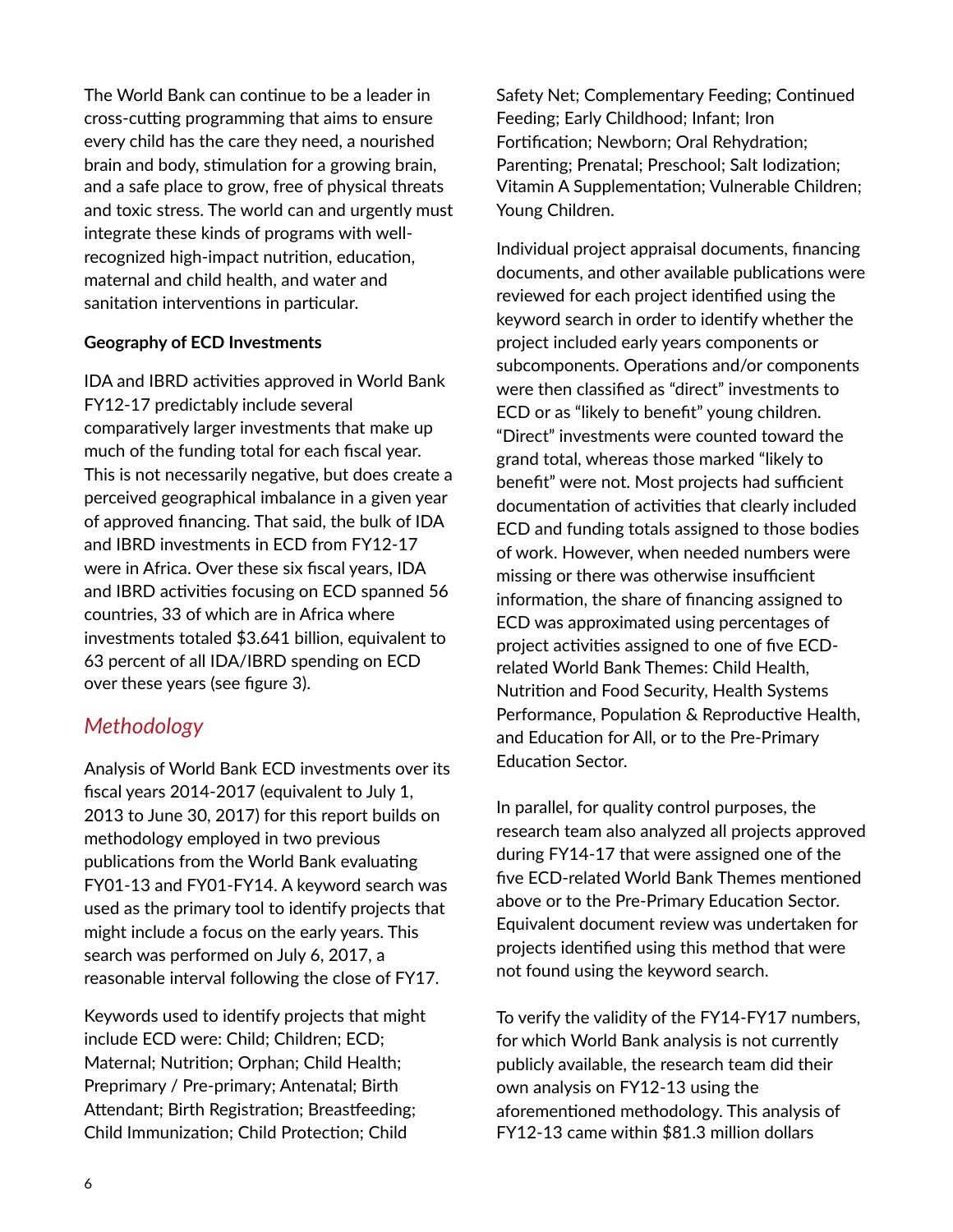The World Bank can continue to be a leader in cross-cutting programming that aims to ensure every child has the care they need, a nourished brain and body, stimulation for a growing brain, and a safe place to grow, free of physical threats and toxic stress. The world can and urgently must integrate these kinds of programs with well-recognized high-impact nutrition, education, maternal and child health, and water and sanitation interventions in particular.

**Geography of ECD Investments**

IDA and IBRD activities approved in World Bank FY12-17 predictably include several comparatively larger investments that make up much of the funding total for each fiscal year. This is not necessarily negative, but does create a perceived geographical imbalance in a given year of approved financing. That said, the bulk of IDA and IBRD investments in ECD from FY12-17 were in Africa. Over these six fiscal years, IDA and IBRD activities focusing on ECD spanned 56 countries, 33 of which are in Africa where investments totaled $3.641 billion, equivalent to 63 percent of all IDA/IBRD spending on ECD over these years (see figure 3).

## *Methodology*

Analysis of World Bank ECD investments over its fiscal years 2014-2017 (equivalent to July 1, 2013 to June 30, 2017) for this report builds on methodology employed in two previous publications from the World Bank evaluating FY01-13 and FY01-FY14. A keyword search was used as the primary tool to identify projects that might include a focus on the early years. This search was performed on July 6, 2017, a reasonable interval following the close of FY17.

Keywords used to identify projects that might include ECD were: Child; Children; ECD; Maternal; Nutrition; Orphan; Child Health; Preprimary / Pre-primary; Antenatal; Birth Attendant; Birth Registration; Breastfeeding; Child Immunization; Child Protection; Child Safety Net; Complementary Feeding; Continued Feeding; Early Childhood; Infant; Iron Fortification; Newborn; Oral Rehydration; Parenting; Prenatal; Preschool; Salt Iodization; Vitamin A Supplementation; Vulnerable Children; Young Children.

Individual project appraisal documents, financing documents, and other available publications were reviewed for each project identified using the keyword search in order to identify whether the project included early years components or subcomponents. Operations and/or components were then classified as "direct" investments to ECD or as "likely to benefit" young children. "Direct" investments were counted toward the grand total, whereas those marked "likely to benefit" were not. Most projects had sufficient documentation of activities that clearly included ECD and funding totals assigned to those bodies of work. However, when needed numbers were missing or there was otherwise insufficient information, the share of financing assigned to ECD was approximated using percentages of project activities assigned to one of five ECD-related World Bank Themes: Child Health, Nutrition and Food Security, Health Systems Performance, Population & Reproductive Health, and Education for All, or to the Pre-Primary Education Sector.

In parallel, for quality control purposes, the research team also analyzed all projects approved during FY14-17 that were assigned one of the five ECD-related World Bank Themes mentioned above or to the Pre-Primary Education Sector. Equivalent document review was undertaken for projects identified using this method that were not found using the keyword search.

To verify the validity of the FY14-FY17 numbers, for which World Bank analysis is not currently publicly available, the research team did their own analysis on FY12-13 using the aforementioned methodology. This analysis of FY12-13 came within $81.3 million dollars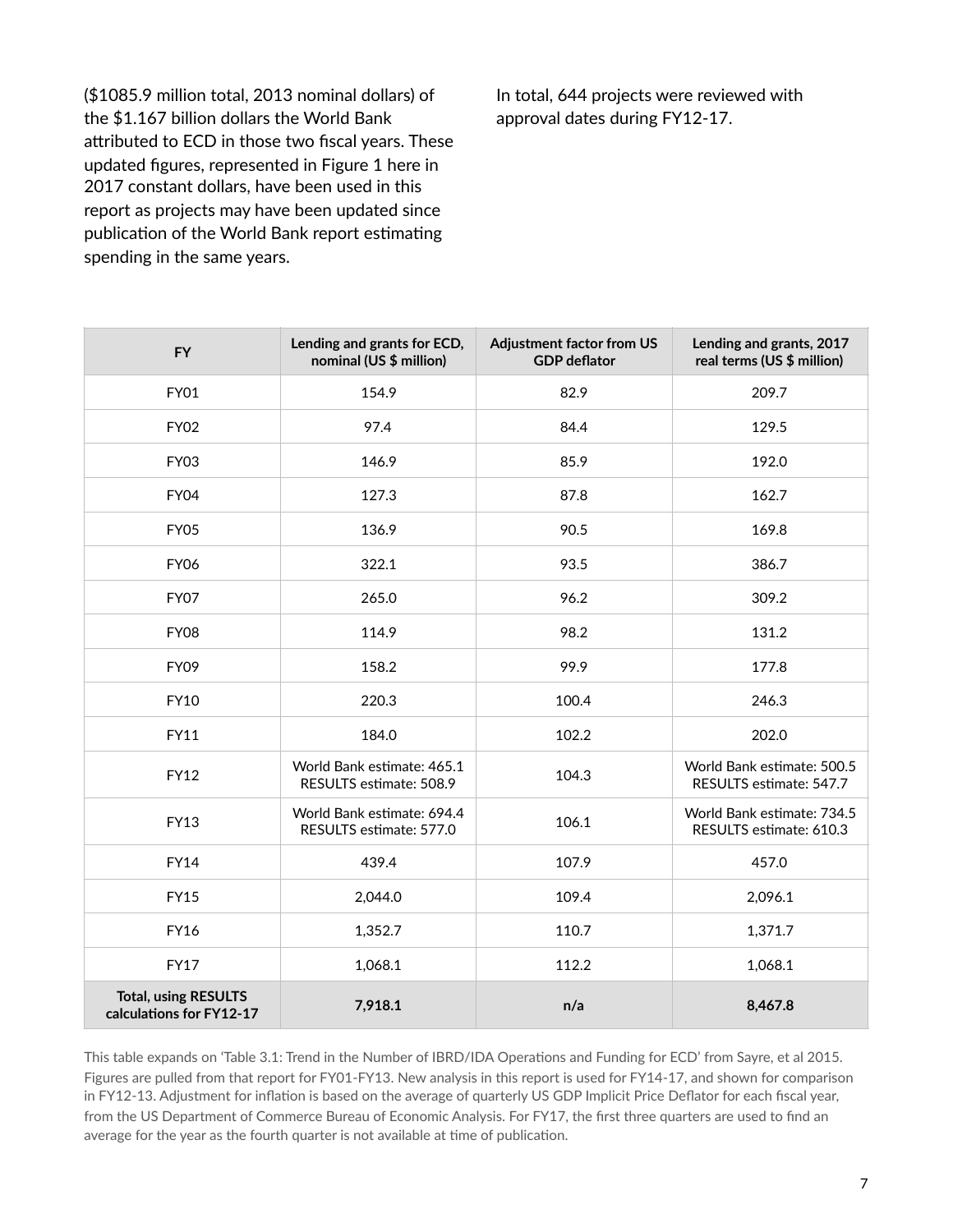($1085.9 million total, 2013 nominal dollars) of the $1.167 billion dollars the World Bank attributed to ECD in those two fiscal years. These updated figures, represented in Figure 1 here in 2017 constant dollars, have been used in this report as projects may have been updated since publication of the World Bank report estimating spending in the same years.

In total, 644 projects were reviewed with approval dates during FY12-17.

| FY | Lending and grants for ECD, nominal (US $ million) | Adjustment factor from US GDP deflator | Lending and grants, 2017 real terms (US $ million) |
|---|---|---|---|
| FY01 | 154.9 | 82.9 | 209.7 |
| FY02 | 97.4 | 84.4 | 129.5 |
| FY03 | 146.9 | 85.9 | 192.0 |
| FY04 | 127.3 | 87.8 | 162.7 |
| FY05 | 136.9 | 90.5 | 169.8 |
| FY06 | 322.1 | 93.5 | 386.7 |
| FY07 | 265.0 | 96.2 | 309.2 |
| FY08 | 114.9 | 98.2 | 131.2 |
| FY09 | 158.2 | 99.9 | 177.8 |
| FY10 | 220.3 | 100.4 | 246.3 |
| FY11 | 184.0 | 102.2 | 202.0 |
| FY12 | World Bank estimate: 465.1<br>RESULTS estimate: 508.9 | 104.3 | World Bank estimate: 500.5<br>RESULTS estimate: 547.7 |
| FY13 | World Bank estimate: 694.4<br>RESULTS estimate: 577.0 | 106.1 | World Bank estimate: 734.5<br>RESULTS estimate: 610.3 |
| FY14 | 439.4 | 107.9 | 457.0 |
| FY15 | 2,044.0 | 109.4 | 2,096.1 |
| FY16 | 1,352.7 | 110.7 | 1,371.7 |
| FY17 | 1,068.1 | 112.2 | 1,068.1 |
| **Total, using RESULTS calculations for FY12-17** | **7,918.1** | **n/a** | **8,467.8** |

This table expands on 'Table 3.1: Trend in the Number of IBRD/IDA Operations and Funding for ECD' from Sayre, et al 2015. Figures are pulled from that report for FY01-FY13. New analysis in this report is used for FY14-17, and shown for comparison in FY12-13. Adjustment for inflation is based on the average of quarterly US GDP Implicit Price Deflator for each fiscal year, from the US Department of Commerce Bureau of Economic Analysis. For FY17, the first three quarters are used to find an average for the year as the fourth quarter is not available at time of publication.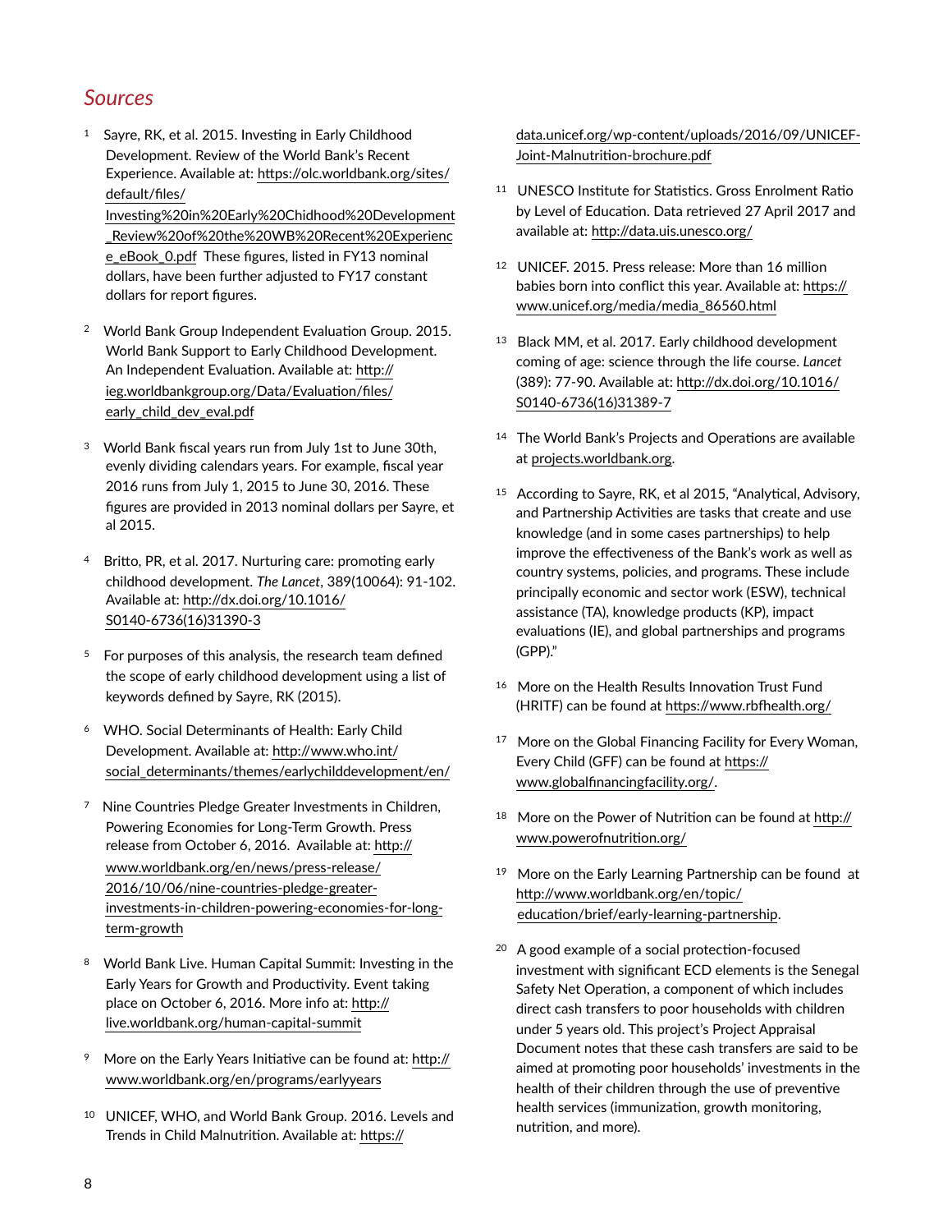## *Sources*

1. Sayre, RK, et al. 2015. Investing in Early Childhood Development. Review of the World Bank's Recent Experience. Available at: https://olc.worldbank.org/sites/default/files/Investing%20in%20Early%20Chidhood%20Development_Review%20of%20the%20WB%20Recent%20Experience_eBook_0.pdf These figures, listed in FY13 nominal dollars, have been further adjusted to FY17 constant dollars for report figures.

2. World Bank Group Independent Evaluation Group. 2015. World Bank Support to Early Childhood Development. An Independent Evaluation. Available at: http://ieg.worldbankgroup.org/Data/Evaluation/files/early_child_dev_eval.pdf

3. World Bank fiscal years run from July 1st to June 30th, evenly dividing calendars years. For example, fiscal year 2016 runs from July 1, 2015 to June 30, 2016. These figures are provided in 2013 nominal dollars per Sayre, et al 2015.

4. Britto, PR, et al. 2017. Nurturing care: promoting early childhood development. *The Lancet*, 389(10064): 91-102. Available at: http://dx.doi.org/10.1016/S0140-6736(16)31390-3

5. For purposes of this analysis, the research team defined the scope of early childhood development using a list of keywords defined by Sayre, RK (2015).

6. WHO. Social Determinants of Health: Early Child Development. Available at: http://www.who.int/social_determinants/themes/earlychilddevelopment/en/

7. Nine Countries Pledge Greater Investments in Children, Powering Economies for Long-Term Growth. Press release from October 6, 2016. Available at: http://www.worldbank.org/en/news/press-release/2016/10/06/nine-countries-pledge-greater-investments-in-children-powering-economies-for-long-term-growth

8. World Bank Live. Human Capital Summit: Investing in the Early Years for Growth and Productivity. Event taking place on October 6, 2016. More info at: http://live.worldbank.org/human-capital-summit

9. More on the Early Years Initiative can be found at: http://www.worldbank.org/en/programs/earlyyears

10. UNICEF, WHO, and World Bank Group. 2016. Levels and Trends in Child Malnutrition. Available at: https://data.unicef.org/wp-content/uploads/2016/09/UNICEF-Joint-Malnutrition-brochure.pdf

11. UNESCO Institute for Statistics. Gross Enrolment Ratio by Level of Education. Data retrieved 27 April 2017 and available at: http://data.uis.unesco.org/

12. UNICEF. 2015. Press release: More than 16 million babies born into conflict this year. Available at: https://www.unicef.org/media/media_86560.html

13. Black MM, et al. 2017. Early childhood development coming of age: science through the life course. *Lancet* (389): 77-90. Available at: http://dx.doi.org/10.1016/S0140-6736(16)31389-7

14. The World Bank's Projects and Operations are available at projects.worldbank.org.

15. According to Sayre, RK, et al 2015, "Analytical, Advisory, and Partnership Activities are tasks that create and use knowledge (and in some cases partnerships) to help improve the effectiveness of the Bank's work as well as country systems, policies, and programs. These include principally economic and sector work (ESW), technical assistance (TA), knowledge products (KP), impact evaluations (IE), and global partnerships and programs (GPP)."

16. More on the Health Results Innovation Trust Fund (HRITF) can be found at https://www.rbfhealth.org/

17. More on the Global Financing Facility for Every Woman, Every Child (GFF) can be found at https://www.globalfinancingfacility.org/.

18. More on the Power of Nutrition can be found at http://www.powerofnutrition.org/

19. More on the Early Learning Partnership can be found at http://www.worldbank.org/en/topic/education/brief/early-learning-partnership.

20. A good example of a social protection-focused investment with significant ECD elements is the Senegal Safety Net Operation, a component of which includes direct cash transfers to poor households with children under 5 years old. This project's Project Appraisal Document notes that these cash transfers are said to be aimed at promoting poor households' investments in the health of their children through the use of preventive health services (immunization, growth monitoring, nutrition, and more).